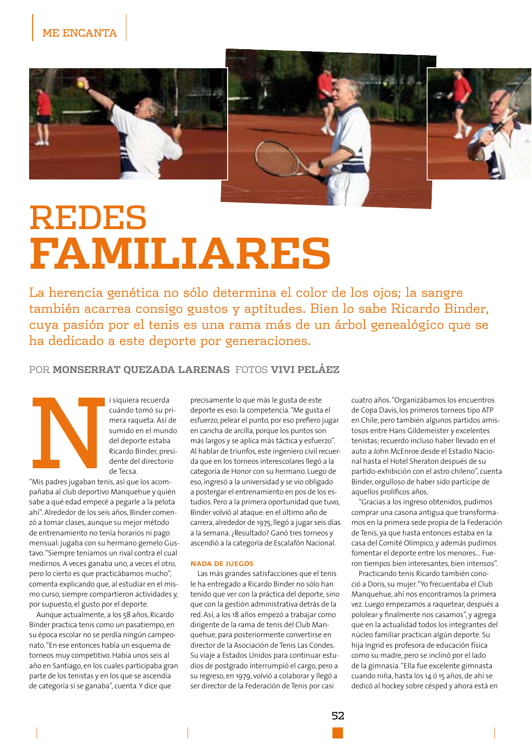ME ENCANTA

# REDES FAMILIARES

La herencia genética no sólo determina el color de los ojos; la sangre también acarrea consigo gustos y aptitudes. Bien lo sabe Ricardo Binder, cuya pasión por el tenis es una rama más de un árbol genealógico que se ha dedicado a este deporte por generaciones.

POR **MONSERRAT QUEZADA LARENAS** FOTOS **VIVI PELÁEZ**

Ni siquiera recuerda cuándo tomó su primera raqueta. Así de sumido en el mundo del deporte estaba Ricardo Binder, presidente del directorio de Tecsa.

"Mis padres jugaban tenis, así que los acompañaba al club deportivo Manquehue y quién sabe a qué edad empecé a pegarle a la pelota ahí". Alrededor de los seis años, Binder comenzó a tomar clases, aunque su mejor método de entrenamiento no tenía horarios ni pago mensual: jugaba con su hermano gemelo Gustavo. "Siempre teníamos un rival contra el cual medirnos. A veces ganaba uno, a veces el otro, pero lo cierto es que practicábamos mucho", comenta explicando que, al estudiar en el mismo curso, siempre compartieron actividades y, por supuesto, el gusto por el deporte.

Aunque actualmente, a los 58 años, Ricardo Binder practica tenis como un pasatiempo, en su época escolar no se perdía ningún campeonato. "En ese entonces había un esquema de torneos muy competitivo. Había unos seis al año en Santiago, en los cuales participaba gran parte de los tenistas y en los que se ascendía de categoría si se ganaba", cuenta. Y dice que precisamente lo que más le gusta de este deporte es eso: la competencia. "Me gusta el esfuerzo, pelear el punto, por eso prefiero jugar en cancha de arcilla, porque los puntos son más largos y se aplica más táctica y esfuerzo". Al hablar de triunfos, este ingeniero civil recuerda que en los torneos interescolares llegó a la categoría de Honor con su hermano. Luego de eso, ingresó a la universidad y se vio obligado a postergar el entrenamiento en pos de los estudios. Pero a la primera oportunidad que tuvo, Binder volvió al ataque: en el último año de carrera, alrededor de 1975, llegó a jugar seis días a la semana. ¿Resultado? Ganó tres torneos y ascendió a la categoría de Escalafón Nacional.

### NADA DE JUEGOS

Las más grandes satisfacciones que el tenis le ha entregado a Ricardo Binder no sólo han tenido que ver con la práctica del deporte, sino que con la gestión administrativa detrás de la red. Así, a los 18 años empezó a trabajar como dirigente de la rama de tenis del Club Manquehue, para posteriormente convertirse en director de la Asociación de Tenis Las Condes. Su viaje a Estados Unidos para continuar estudios de postgrado interrumpió el cargo, pero a su regreso, en 1979, volvió a colaborar y llegó a ser director de la Federación de Tenis por casi cuatro años. "Organizábamos los encuentros de Copa Davis, los primeros torneos tipo ATP en Chile, pero también algunos partidos amistosos entre Hans Gildemeister y excelentes tenistas; recuerdo incluso haber llevado en el auto a John McEnroe desde el Estadio Nacional hasta el Hotel Sheraton después de su partido-exhibición con el astro chileno", cuenta Binder, orgulloso de haber sido partícipe de aquellos prolíficos años.

"Gracias a los ingreso obtenidos, pudimos comprar una casona antigua que transformamos en la primera sede propia de la Federación de Tenis, ya que hasta entonces estaba en la casa del Comité Olímpico, y además pudimos fomentar el deporte entre los menores... Fueron tiempos bien interesantes, bien intensos".

Practicando tenis Ricardo también conoció a Doris, su mujer. "Yo frecuentaba el Club Manquehue, ahí nos encontramos la primera vez. Luego empezamos a raquetear, después a pololear y finalmente nos casamos", y agrega que en la actualidad todos los integrantes del núcleo familiar practican algún deporte. Su hija Ingrid es profesora de educación física como su madre, pero se inclinó por el lado de la gimnasia. "Ella fue excelente gimnasta cuando niña, hasta los 14 ó 15 años, de ahí se dedicó al hockey sobre césped y ahora está en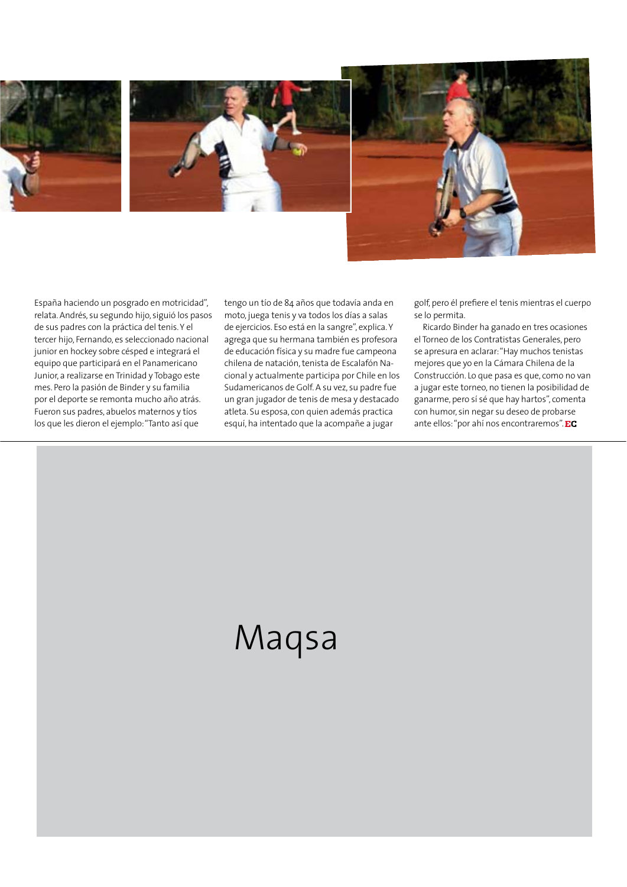España haciendo un posgrado en motricidad", relata. Andrés, su segundo hijo, siguió los pasos de sus padres con la práctica del tenis. Y el tercer hijo, Fernando, es seleccionado nacional junior en hockey sobre césped e integrará el equipo que participará en el Panamericano Junior, a realizarse en Trinidad y Tobago este mes. Pero la pasión de Binder y su familia por el deporte se remonta mucho año atrás. Fueron sus padres, abuelos maternos y tíos los que les dieron el ejemplo: "Tanto así que tengo un tío de 84 años que todavía anda en moto, juega tenis y va todos los días a salas de ejercicios. Eso está en la sangre", explica. Y agrega que su hermana también es profesora de educación física y su madre fue campeona chilena de natación, tenista de Escalafón Nacional y actualmente participa por Chile en los Sudamericanos de Golf. A su vez, su padre fue un gran jugador de tenis de mesa y destacado atleta. Su esposa, con quien además practica esquí, ha intentado que la acompañe a jugar golf, pero él prefiere el tenis mientras el cuerpo se lo permita.

Ricardo Binder ha ganado en tres ocasiones el Torneo de los Contratistas Generales, pero se apresura en aclarar: "Hay muchos tenistas mejores que yo en la Cámara Chilena de la Construcción. Lo que pasa es que, como no van a jugar este torneo, no tienen la posibilidad de ganarme, pero sí sé que hay hartos", comenta con humor, sin negar su deseo de probarse ante ellos: "por ahí nos encontraremos". EC

Maqsa